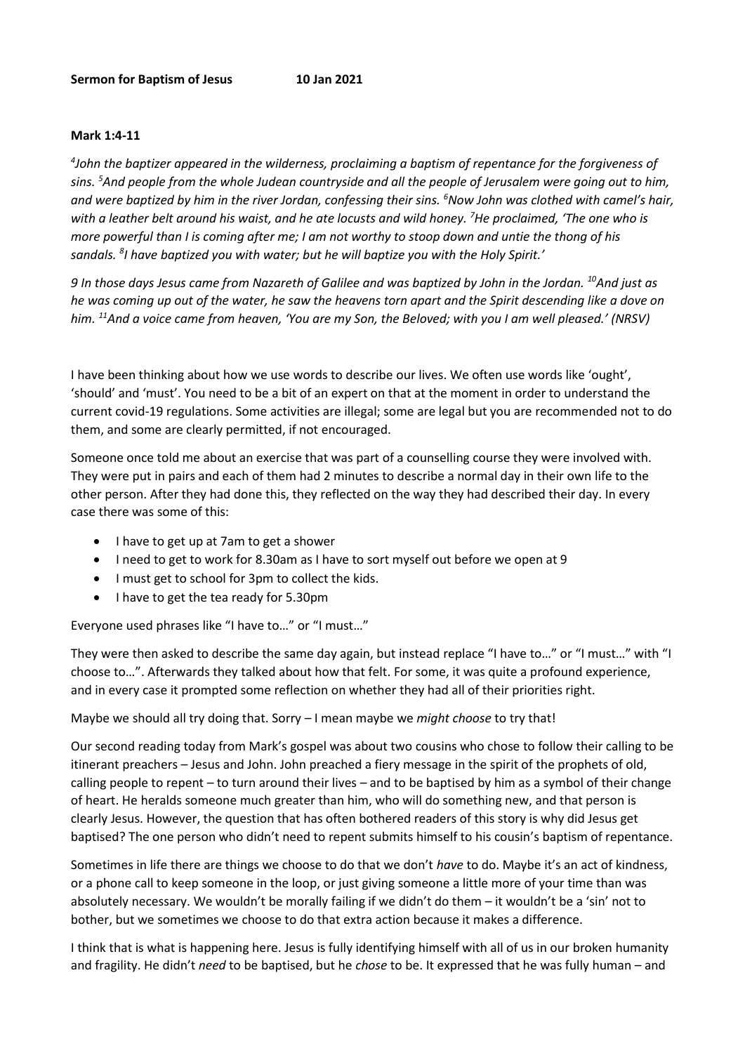**Sermon for Baptism of Jesus 10 Jan 2021**

**Mark 1:4-11**

*[4]John the baptizer appeared in the wilderness, proclaiming a baptism of repentance for the forgiveness of sins. [5]And people from the whole Judean countryside and all the people of Jerusalem were going out to him, and were baptized by him in the river Jordan, confessing their sins. [6]Now John was clothed with camel's hair, with a leather belt around his waist, and he ate locusts and wild honey. [7]He proclaimed, 'The one who is more powerful than I is coming after me; I am not worthy to stoop down and untie the thong of his sandals. [8]I have baptized you with water; but he will baptize you with the Holy Spirit.'*

*9 In those days Jesus came from Nazareth of Galilee and was baptized by John in the Jordan. [10]And just as he was coming up out of the water, he saw the heavens torn apart and the Spirit descending like a dove on him. [11]And a voice came from heaven, 'You are my Son, the Beloved; with you I am well pleased.' (NRSV)*

I have been thinking about how we use words to describe our lives. We often use words like 'ought', 'should' and 'must'. You need to be a bit of an expert on that at the moment in order to understand the current covid-19 regulations. Some activities are illegal; some are legal but you are recommended not to do them, and some are clearly permitted, if not encouraged.

Someone once told me about an exercise that was part of a counselling course they were involved with. They were put in pairs and each of them had 2 minutes to describe a normal day in their own life to the other person. After they had done this, they reflected on the way they had described their day. In every case there was some of this:

- I have to get up at 7am to get a shower
- I need to get to work for 8.30am as I have to sort myself out before we open at 9
- I must get to school for 3pm to collect the kids.
- I have to get the tea ready for 5.30pm

Everyone used phrases like "I have to…" or "I must…"

They were then asked to describe the same day again, but instead replace "I have to…" or "I must…" with "I choose to…". Afterwards they talked about how that felt. For some, it was quite a profound experience, and in every case it prompted some reflection on whether they had all of their priorities right.

Maybe we should all try doing that. Sorry – I mean maybe we *might choose* to try that!

Our second reading today from Mark's gospel was about two cousins who chose to follow their calling to be itinerant preachers – Jesus and John. John preached a fiery message in the spirit of the prophets of old, calling people to repent – to turn around their lives – and to be baptised by him as a symbol of their change of heart. He heralds someone much greater than him, who will do something new, and that person is clearly Jesus. However, the question that has often bothered readers of this story is why did Jesus get baptised? The one person who didn't need to repent submits himself to his cousin's baptism of repentance.

Sometimes in life there are things we choose to do that we don't *have* to do. Maybe it's an act of kindness, or a phone call to keep someone in the loop, or just giving someone a little more of your time than was absolutely necessary. We wouldn't be morally failing if we didn't do them – it wouldn't be a 'sin' not to bother, but we sometimes we choose to do that extra action because it makes a difference.

I think that is what is happening here. Jesus is fully identifying himself with all of us in our broken humanity and fragility. He didn't *need* to be baptised, but he *chose* to be. It expressed that he was fully human – and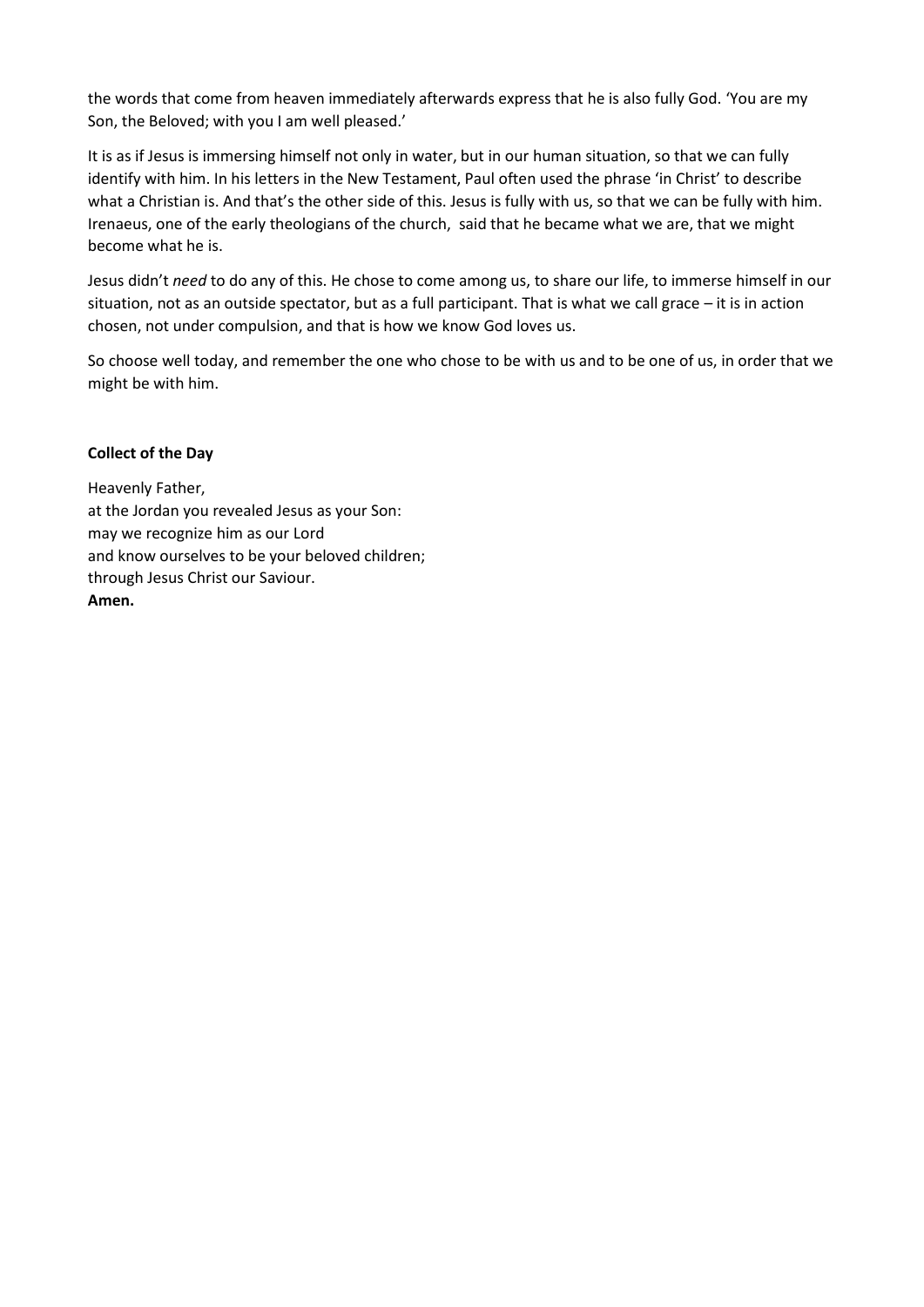the words that come from heaven immediately afterwards express that he is also fully God. 'You are my Son, the Beloved; with you I am well pleased.'

It is as if Jesus is immersing himself not only in water, but in our human situation, so that we can fully identify with him. In his letters in the New Testament, Paul often used the phrase 'in Christ' to describe what a Christian is. And that's the other side of this. Jesus is fully with us, so that we can be fully with him. Irenaeus, one of the early theologians of the church, said that he became what we are, that we might become what he is.

Jesus didn't *need* to do any of this. He chose to come among us, to share our life, to immerse himself in our situation, not as an outside spectator, but as a full participant. That is what we call grace – it is in action chosen, not under compulsion, and that is how we know God loves us.

So choose well today, and remember the one who chose to be with us and to be one of us, in order that we might be with him.

**Collect of the Day**

Heavenly Father,
at the Jordan you revealed Jesus as your Son:
may we recognize him as our Lord
and know ourselves to be your beloved children;
through Jesus Christ our Saviour.
**Amen.**